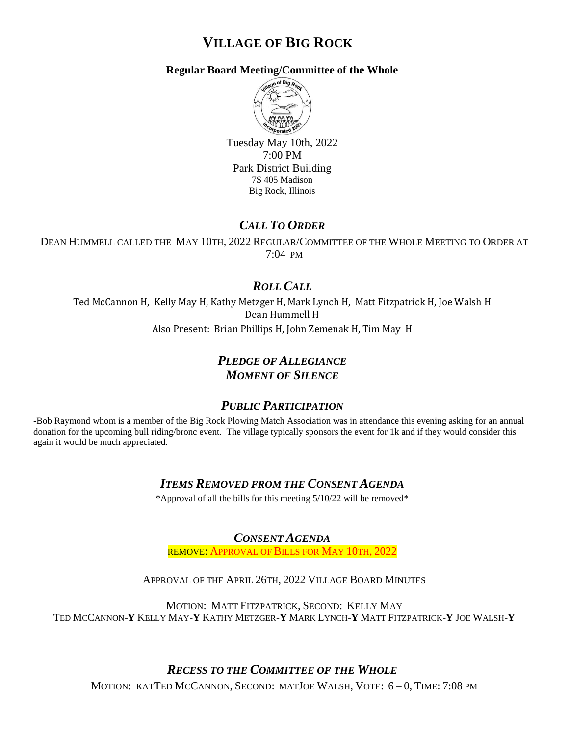# VILLAGE OF BIG ROCK

**Regular Board Meeting/Committee of the Whole**

Tuesday May 10th, 2022
7:00 PM
Park District Building
7S 405 Madison
Big Rock, Illinois

## *CALL TO ORDER*

DEAN HUMMELL CALLED THE MAY 10TH, 2022 REGULAR/COMMITTEE OF THE WHOLE MEETING TO ORDER AT 7:04 PM

## *ROLL CALL*

Ted McCannon H, Kelly May H, Kathy Metzger H, Mark Lynch H, Matt Fitzpatrick H, Joe Walsh H
Dean Hummell H
Also Present: Brian Phillips H, John Zemenak H, Tim May H

## *PLEDGE OF ALLEGIANCE*
## *MOMENT OF SILENCE*

## *PUBLIC PARTICIPATION*

-Bob Raymond whom is a member of the Big Rock Plowing Match Association was in attendance this evening asking for an annual donation for the upcoming bull riding/bronc event. The village typically sponsors the event for 1k and if they would consider this again it would be much appreciated.

## *ITEMS REMOVED FROM THE CONSENT AGENDA*

*Approval of all the bills for this meeting 5/10/22 will be removed*

## *CONSENT AGENDA*

REMOVE: APPROVAL OF BILLS FOR MAY 10TH, 2022

APPROVAL OF THE APRIL 26TH, 2022 VILLAGE BOARD MINUTES

MOTION: MATT FITZPATRICK, SECOND: KELLY MAY
TED MCCANNON-**Y** KELLY MAY-**Y** KATHY METZGER-**Y** MARK LYNCH-**Y** MATT FITZPATRICK-**Y** JOE WALSH-**Y**

## *RECESS TO THE COMMITTEE OF THE WHOLE*

MOTION: KATTED MCCANNON, SECOND: MATJOE WALSH, VOTE: 6 – 0, TIME: 7:08 PM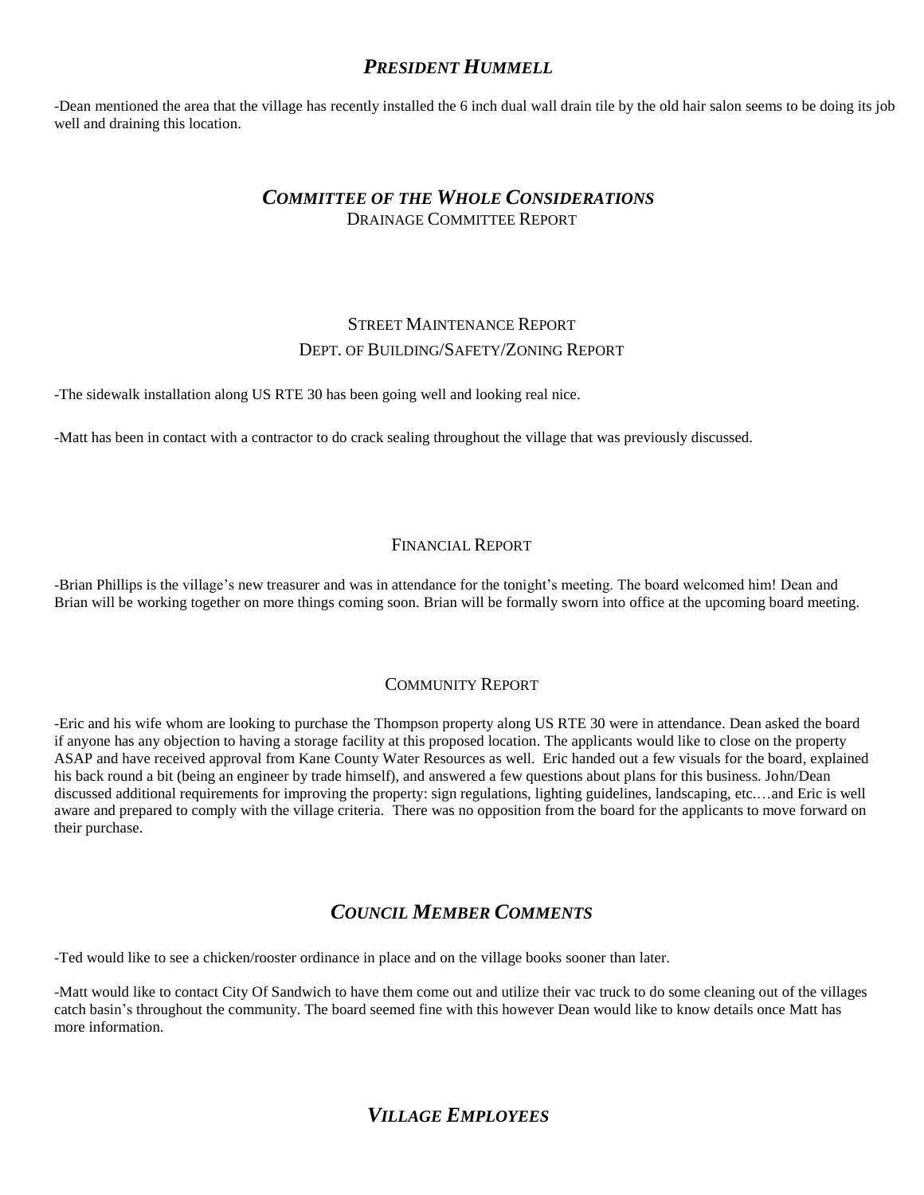## *PRESIDENT HUMMELL*

-Dean mentioned the area that the village has recently installed the 6 inch dual wall drain tile by the old hair salon seems to be doing its job well and draining this location.

## *COMMITTEE OF THE WHOLE CONSIDERATIONS*

### DRAINAGE COMMITTEE REPORT

### STREET MAINTENANCE REPORT

### DEPT. OF BUILDING/SAFETY/ZONING REPORT

-The sidewalk installation along US RTE 30 has been going well and looking real nice.

-Matt has been in contact with a contractor to do crack sealing throughout the village that was previously discussed.

### FINANCIAL REPORT

-Brian Phillips is the village's new treasurer and was in attendance for the tonight's meeting. The board welcomed him! Dean and Brian will be working together on more things coming soon. Brian will be formally sworn into office at the upcoming board meeting.

### COMMUNITY REPORT

-Eric and his wife whom are looking to purchase the Thompson property along US RTE 30 were in attendance. Dean asked the board if anyone has any objection to having a storage facility at this proposed location. The applicants would like to close on the property ASAP and have received approval from Kane County Water Resources as well. Eric handed out a few visuals for the board, explained his back round a bit (being an engineer by trade himself), and answered a few questions about plans for this business. John/Dean discussed additional requirements for improving the property: sign regulations, lighting guidelines, landscaping, etc.…and Eric is well aware and prepared to comply with the village criteria. There was no opposition from the board for the applicants to move forward on their purchase.

## *COUNCIL MEMBER COMMENTS*

-Ted would like to see a chicken/rooster ordinance in place and on the village books sooner than later.

-Matt would like to contact City Of Sandwich to have them come out and utilize their vac truck to do some cleaning out of the villages catch basin's throughout the community. The board seemed fine with this however Dean would like to know details once Matt has more information.

## *VILLAGE EMPLOYEES*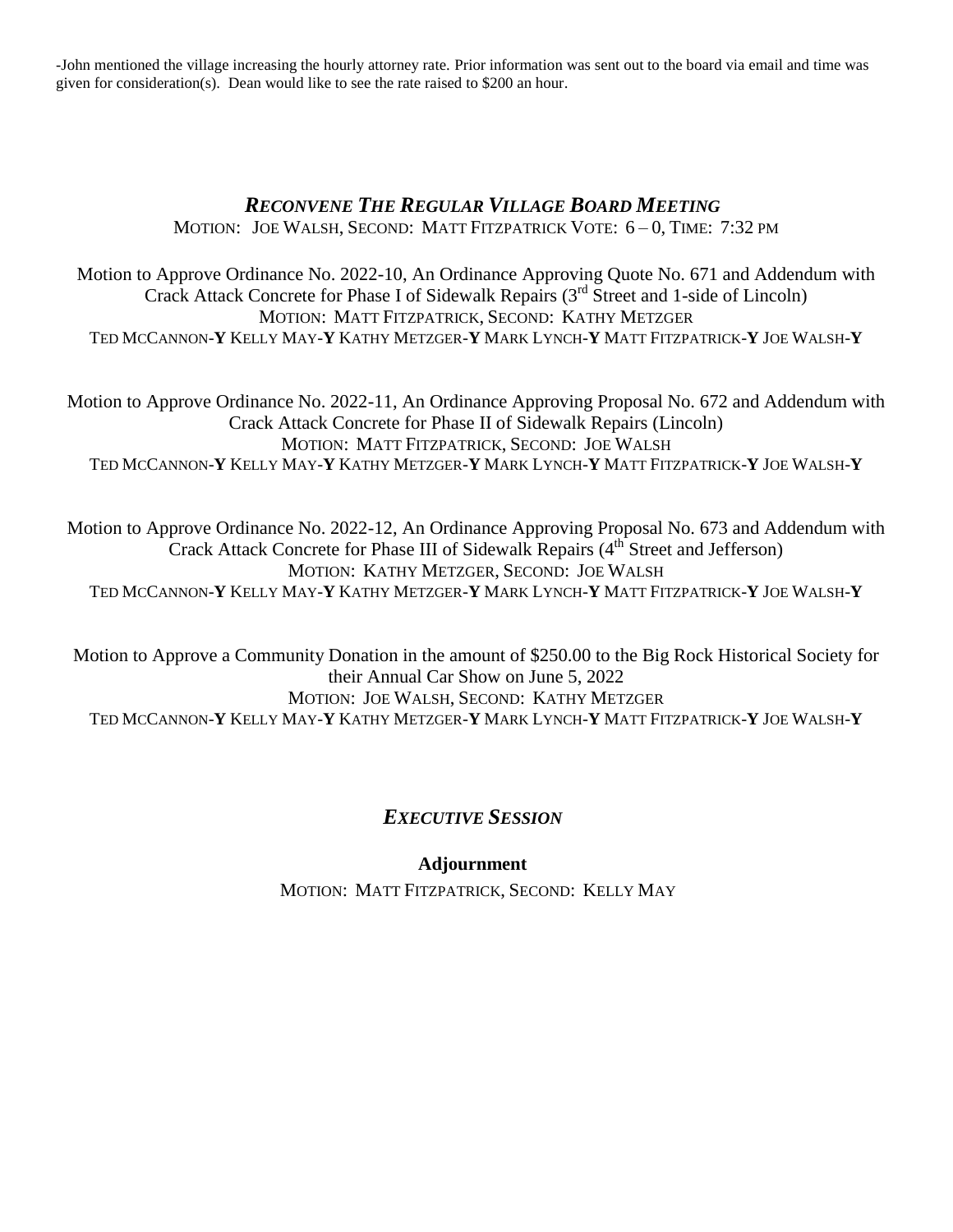-John mentioned the village increasing the hourly attorney rate. Prior information was sent out to the board via email and time was given for consideration(s). Dean would like to see the rate raised to $200 an hour.

## *RECONVENE THE REGULAR VILLAGE BOARD MEETING*

MOTION: JOE WALSH, SECOND: MATT FITZPATRICK VOTE: 6 – 0, TIME: 7:32 PM

Motion to Approve Ordinance No. 2022-10, An Ordinance Approving Quote No. 671 and Addendum with Crack Attack Concrete for Phase I of Sidewalk Repairs (3rd Street and 1-side of Lincoln)
MOTION: MATT FITZPATRICK, SECOND: KATHY METZGER
TED MCCANNON-**Y** KELLY MAY-**Y** KATHY METZGER-**Y** MARK LYNCH-**Y** MATT FITZPATRICK-**Y** JOE WALSH-**Y**

Motion to Approve Ordinance No. 2022-11, An Ordinance Approving Proposal No. 672 and Addendum with Crack Attack Concrete for Phase II of Sidewalk Repairs (Lincoln)
MOTION: MATT FITZPATRICK, SECOND: JOE WALSH
TED MCCANNON-**Y** KELLY MAY-**Y** KATHY METZGER-**Y** MARK LYNCH-**Y** MATT FITZPATRICK-**Y** JOE WALSH-**Y**

Motion to Approve Ordinance No. 2022-12, An Ordinance Approving Proposal No. 673 and Addendum with Crack Attack Concrete for Phase III of Sidewalk Repairs (4th Street and Jefferson)
MOTION: KATHY METZGER, SECOND: JOE WALSH
TED MCCANNON-**Y** KELLY MAY-**Y** KATHY METZGER-**Y** MARK LYNCH-**Y** MATT FITZPATRICK-**Y** JOE WALSH-**Y**

Motion to Approve a Community Donation in the amount of $250.00 to the Big Rock Historical Society for their Annual Car Show on June 5, 2022
MOTION: JOE WALSH, SECOND: KATHY METZGER
TED MCCANNON-**Y** KELLY MAY-**Y** KATHY METZGER-**Y** MARK LYNCH-**Y** MATT FITZPATRICK-**Y** JOE WALSH-**Y**

## *EXECUTIVE SESSION*

### Adjournment

MOTION: MATT FITZPATRICK, SECOND: KELLY MAY